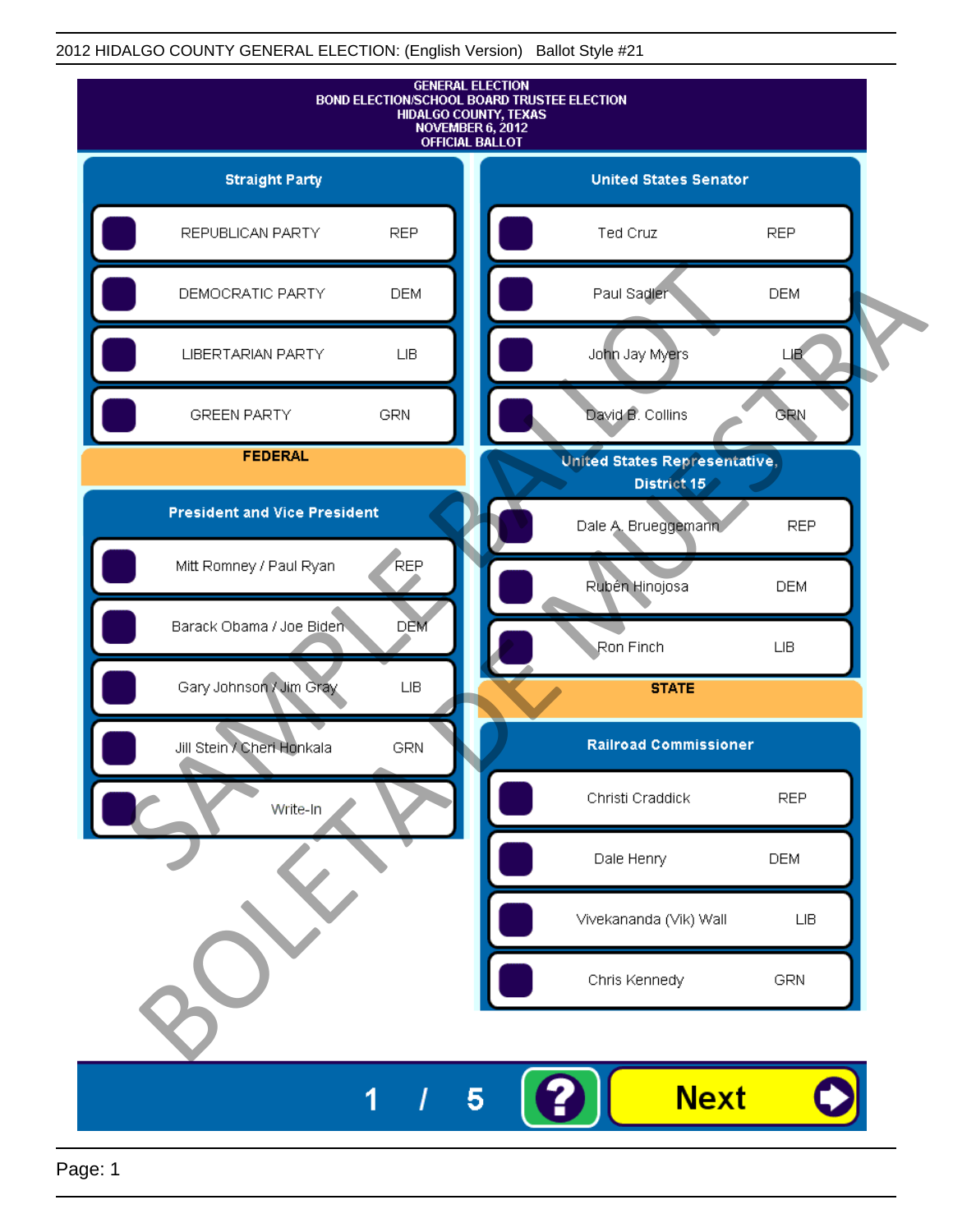2012 HIDALGO COUNTY GENERAL ELECTION: (English Version) Ballot Style #21

# GENERAL ELECTION
# BOND ELECTION/SCHOOL BOARD TRUSTEE ELECTION
# HIDALGO COUNTY, TEXAS
# NOVEMBER 6, 2012
# OFFICIAL BALLOT

## Straight Party

| Candidate | Party |
|---|---|
| REPUBLICAN PARTY | REP |
| DEMOCRATIC PARTY | DEM |
| LIBERTARIAN PARTY | LIB |
| GREEN PARTY | GRN |

## FEDERAL

### President and Vice President

| Candidate | Party |
|---|---|
| Mitt Romney / Paul Ryan | REP |
| Barack Obama / Joe Biden | DEM |
| Gary Johnson / Jim Gray | LIB |
| Jill Stein / Cheri Honkala | GRN |
| Write-In | |

### United States Senator

| Candidate | Party |
|---|---|
| Ted Cruz | REP |
| Paul Sadler | DEM |
| John Jay Myers | LIB |
| David B. Collins | GRN |

### United States Representative, District 15

| Candidate | Party |
|---|---|
| Dale A. Brueggemann | REP |
| Rubén Hinojosa | DEM |
| Ron Finch | LIB |

## STATE

### Railroad Commissioner

| Candidate | Party |
|---|---|
| Christi Craddick | REP |
| Dale Henry | DEM |
| Vivekananda (Vik) Wall | LIB |
| Chris Kennedy | GRN |

SAMPLE BALLOT
BOLETA DE MUESTRA

1 / 5

Next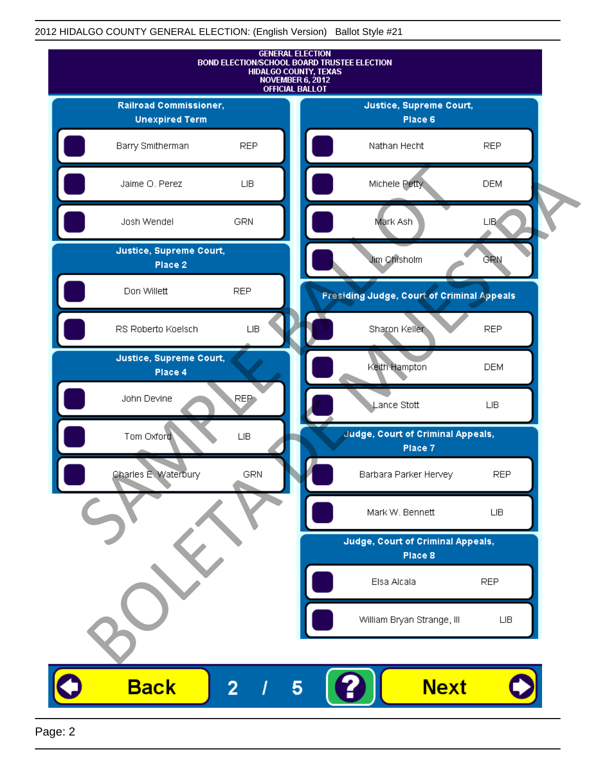2012 HIDALGO COUNTY GENERAL ELECTION: (English Version) Ballot Style #21

# GENERAL ELECTION
## BOND ELECTION/SCHOOL BOARD TRUSTEE ELECTION
## HIDALGO COUNTY, TEXAS
## NOVEMBER 6, 2012
## OFFICIAL BALLOT

### Railroad Commissioner, Unexpired Term

| Candidate | Party |
|---|---|
| Barry Smitherman | REP |
| Jaime O. Perez | LIB |
| Josh Wendel | GRN |

### Justice, Supreme Court, Place 2

| Candidate | Party |
|---|---|
| Don Willett | REP |
| RS Roberto Koelsch | LIB |

### Justice, Supreme Court, Place 4

| Candidate | Party |
|---|---|
| John Devine | REP |
| Tom Oxford | LIB |
| Charles E. Waterbury | GRN |

### Justice, Supreme Court, Place 6

| Candidate | Party |
|---|---|
| Nathan Hecht | REP |
| Michele Petty | DEM |
| Mark Ash | LIB |
| Jim Chisholm | GRN |

### Presiding Judge, Court of Criminal Appeals

| Candidate | Party |
|---|---|
| Sharon Keller | REP |
| Keith Hampton | DEM |
| Lance Stott | LIB |

### Judge, Court of Criminal Appeals, Place 7

| Candidate | Party |
|---|---|
| Barbara Parker Hervey | REP |
| Mark W. Bennett | LIB |

### Judge, Court of Criminal Appeals, Place 8

| Candidate | Party |
|---|---|
| Elsa Alcala | REP |
| William Bryan Strange, III | LIB |

SAMPLE BALLOT
BOLETA DE MUESTRA

Back 2 / 5 ? Next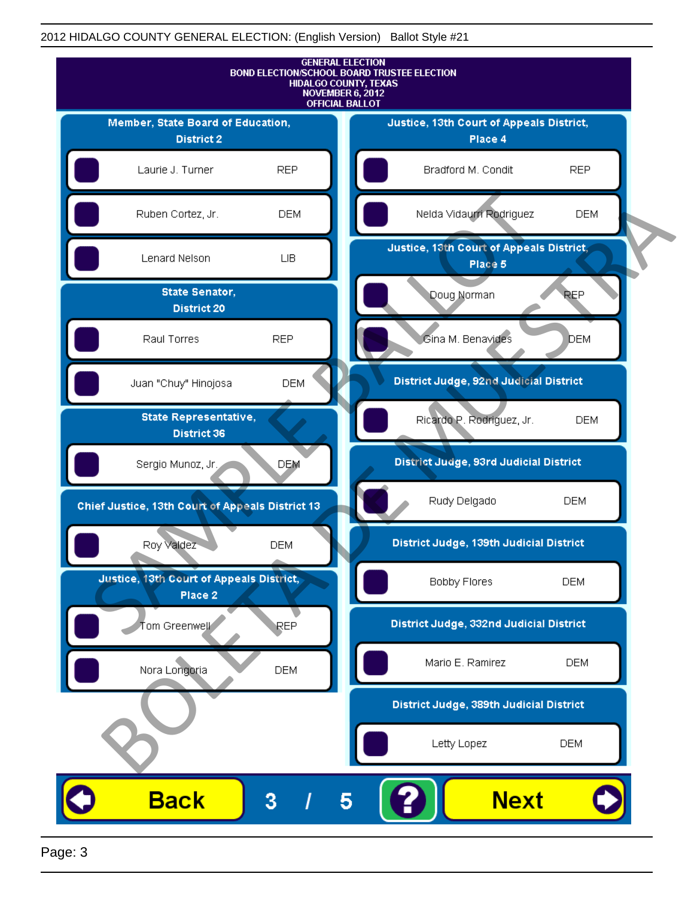GENERAL ELECTION
BOND ELECTION/SCHOOL BOARD TRUSTEE ELECTION
HIDALGO COUNTY, TEXAS
NOVEMBER 6, 2012
OFFICIAL BALLOT

## Member, State Board of Education, District 2

- Laurie J. Turner — REP
- Ruben Cortez, Jr. — DEM
- Lenard Nelson — LIB

## State Senator, District 20

- Raul Torres — REP
- Juan "Chuy" Hinojosa — DEM

## State Representative, District 36

- Sergio Munoz, Jr. — DEM

## Chief Justice, 13th Court of Appeals District 13

- Roy Valdez — DEM

## Justice, 13th Court of Appeals District, Place 2

- Tom Greenwell — REP
- Nora Longoria — DEM

## Justice, 13th Court of Appeals District, Place 4

- Bradford M. Condit — REP
- Nelda Vidaurri Rodriguez — DEM

## Justice, 13th Court of Appeals District, Place 5

- Doug Norman — REP
- Gina M. Benavides — DEM

## District Judge, 92nd Judicial District

- Ricardo P. Rodriguez, Jr. — DEM

## District Judge, 93rd Judicial District

- Rudy Delgado — DEM

## District Judge, 139th Judicial District

- Bobby Flores — DEM

## District Judge, 332nd Judicial District

- Mario E. Ramirez — DEM

## District Judge, 389th Judicial District

- Letty Lopez — DEM

SAMPLE BALLOT
BOLETA DE MUESTRA

Back 3 / 5 ? Next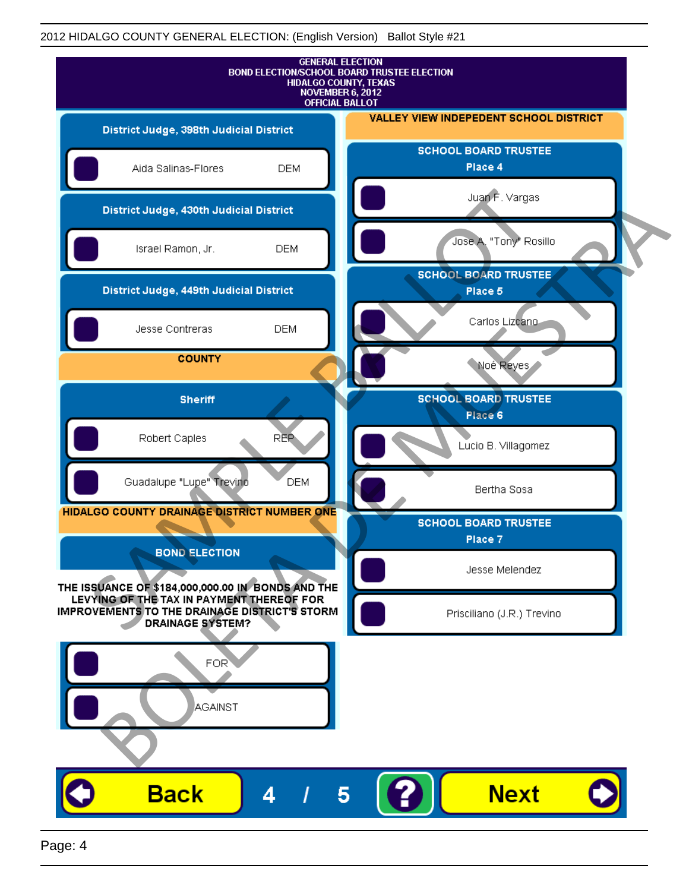GENERAL ELECTION
BOND ELECTION/SCHOOL BOARD TRUSTEE ELECTION
HIDALGO COUNTY, TEXAS
NOVEMBER 6, 2012
OFFICIAL BALLOT

### District Judge, 398th Judicial District

- Aida Salinas-Flores DEM

### District Judge, 430th Judicial District

- Israel Ramon, Jr. DEM

### District Judge, 449th Judicial District

- Jesse Contreras DEM

## COUNTY

### Sheriff

- Robert Caples REP
- Guadalupe "Lupe" Trevino DEM

## HIDALGO COUNTY DRAINAGE DISTRICT NUMBER ONE

### BOND ELECTION

**THE ISSUANCE OF $184,000,000.00 IN BONDS AND THE LEVYING OF THE TAX IN PAYMENT THEREOF FOR IMPROVEMENTS TO THE DRAINAGE DISTRICT'S STORM DRAINAGE SYSTEM?**

- FOR
- AGAINST

## VALLEY VIEW INDEPEDENT SCHOOL DISTRICT

### SCHOOL BOARD TRUSTEE Place 4

- Juan F. Vargas
- Jose A. "Tony" Rosillo

### SCHOOL BOARD TRUSTEE Place 5

- Carlos Lizcano
- Noé Reyes

### SCHOOL BOARD TRUSTEE Place 6

- Lucio B. Villagomez
- Bertha Sosa

### SCHOOL BOARD TRUSTEE Place 7

- Jesse Melendez
- Prisciliano (J.R.) Trevino

SAMPLE BALLOT BOLETA DE MUESTRA

Back 4 / 5 ? Next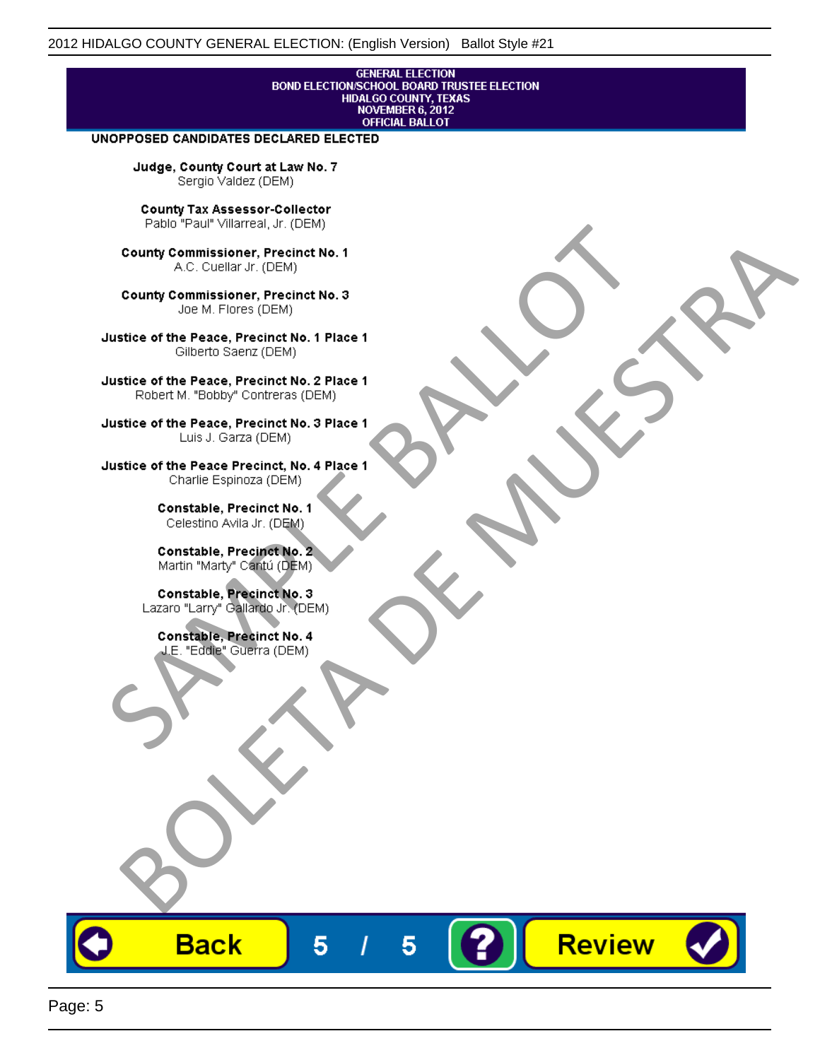# GENERAL ELECTION
## BOND ELECTION/SCHOOL BOARD TRUSTEE ELECTION
## HIDALGO COUNTY, TEXAS
## NOVEMBER 6, 2012
## OFFICIAL BALLOT

**UNOPPOSED CANDIDATES DECLARED ELECTED**

**Judge, County Court at Law No. 7**
Sergio Valdez (DEM)

**County Tax Assessor-Collector**
Pablo "Paul" Villarreal, Jr. (DEM)

**County Commissioner, Precinct No. 1**
A.C. Cuellar Jr. (DEM)

**County Commissioner, Precinct No. 3**
Joe M. Flores (DEM)

**Justice of the Peace, Precinct No. 1 Place 1**
Gilberto Saenz (DEM)

**Justice of the Peace, Precinct No. 2 Place 1**
Robert M. "Bobby" Contreras (DEM)

**Justice of the Peace, Precinct No. 3 Place 1**
Luis J. Garza (DEM)

**Justice of the Peace Precinct, No. 4 Place 1**
Charlie Espinoza (DEM)

**Constable, Precinct No. 1**
Celestino Avila Jr. (DEM)

**Constable, Precinct No. 2**
Martin "Marty" Cantú (DEM)

**Constable, Precinct No. 3**
Lazaro "Larry" Gallardo Jr. (DEM)

**Constable, Precinct No. 4**
J.E. "Eddie" Guerra (DEM)

SAMPLE BALLOT
BOLETA DE MUESTRA

Back 5 / 5 ? Review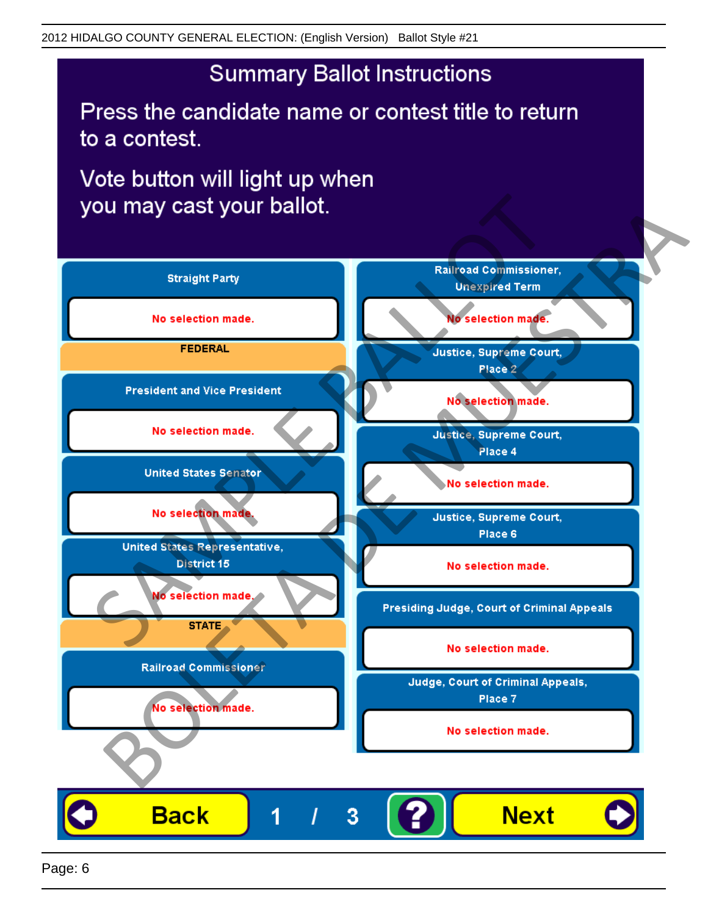# Summary Ballot Instructions

Press the candidate name or contest title to return to a contest.

Vote button will light up when you may cast your ballot.

**Straight Party**

No selection made.

**FEDERAL**

**President and Vice President**

No selection made.

**United States Senator**

No selection made.

**United States Representative, District 15**

No selection made.

**STATE**

**Railroad Commissioner**

No selection made.

**Railroad Commissioner, Unexpired Term**

No selection made.

**Justice, Supreme Court, Place 2**

No selection made.

**Justice, Supreme Court, Place 4**

No selection made.

**Justice, Supreme Court, Place 6**

No selection made.

**Presiding Judge, Court of Criminal Appeals**

No selection made.

**Judge, Court of Criminal Appeals, Place 7**

No selection made.

SAMPLE BALLOT

BOLETA DE MUESTRA

Back 1 / 3 ? Next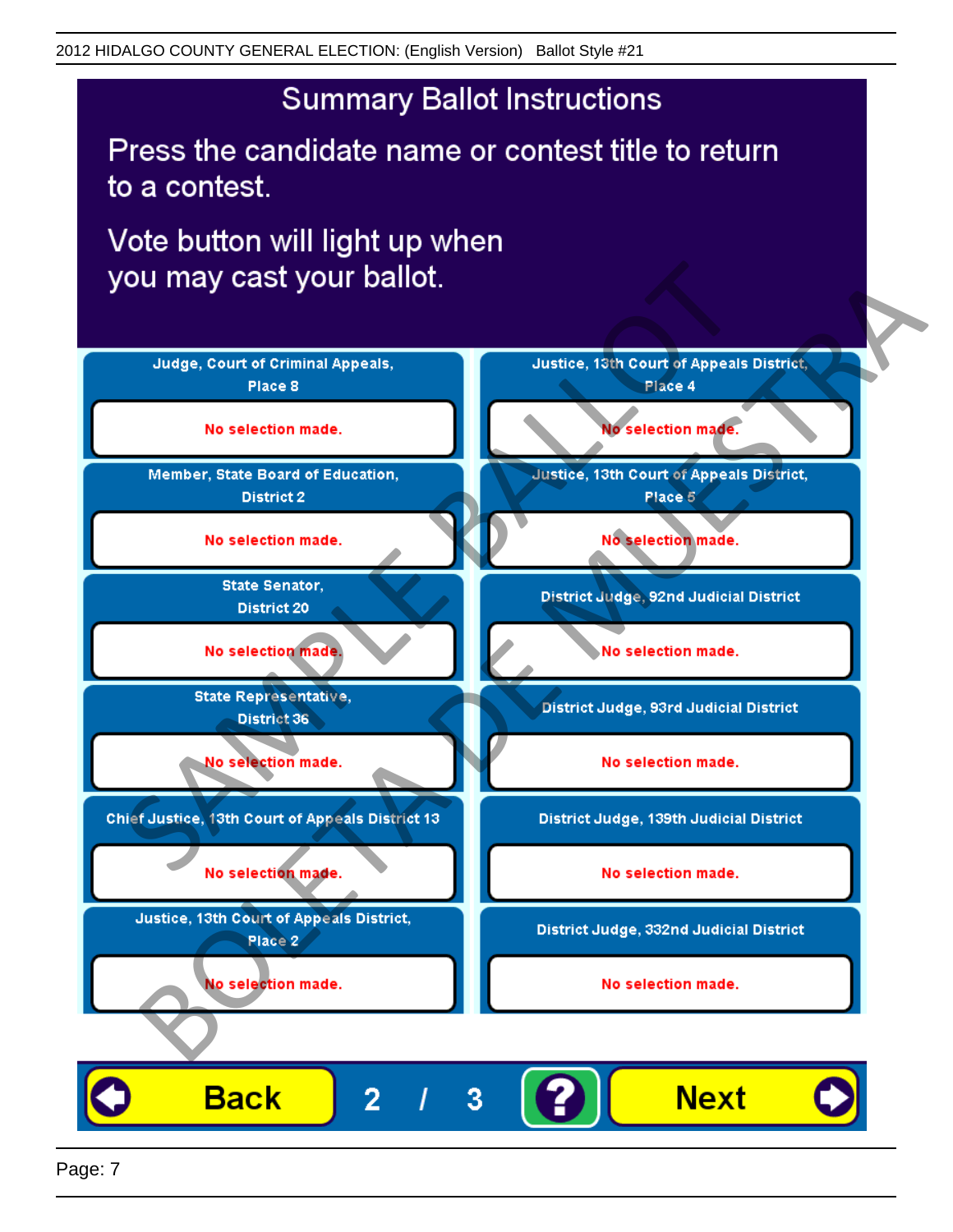## Summary Ballot Instructions

Press the candidate name or contest title to return to a contest.

Vote button will light up when you may cast your ballot.

| Contest | Selection |
|---|---|
| Judge, Court of Criminal Appeals, Place 8 | No selection made. |
| Member, State Board of Education, District 2 | No selection made. |
| State Senator, District 20 | No selection made. |
| State Representative, District 36 | No selection made. |
| Chief Justice, 13th Court of Appeals District 13 | No selection made. |
| Justice, 13th Court of Appeals District, Place 2 | No selection made. |
| Justice, 13th Court of Appeals District, Place 4 | No selection made. |
| Justice, 13th Court of Appeals District, Place 5 | No selection made. |
| District Judge, 92nd Judicial District | No selection made. |
| District Judge, 93rd Judicial District | No selection made. |
| District Judge, 139th Judicial District | No selection made. |
| District Judge, 332nd Judicial District | No selection made. |

Back 2 / 3 ? Next

SAMPLE BALLOT BOLETA DE MUESTRA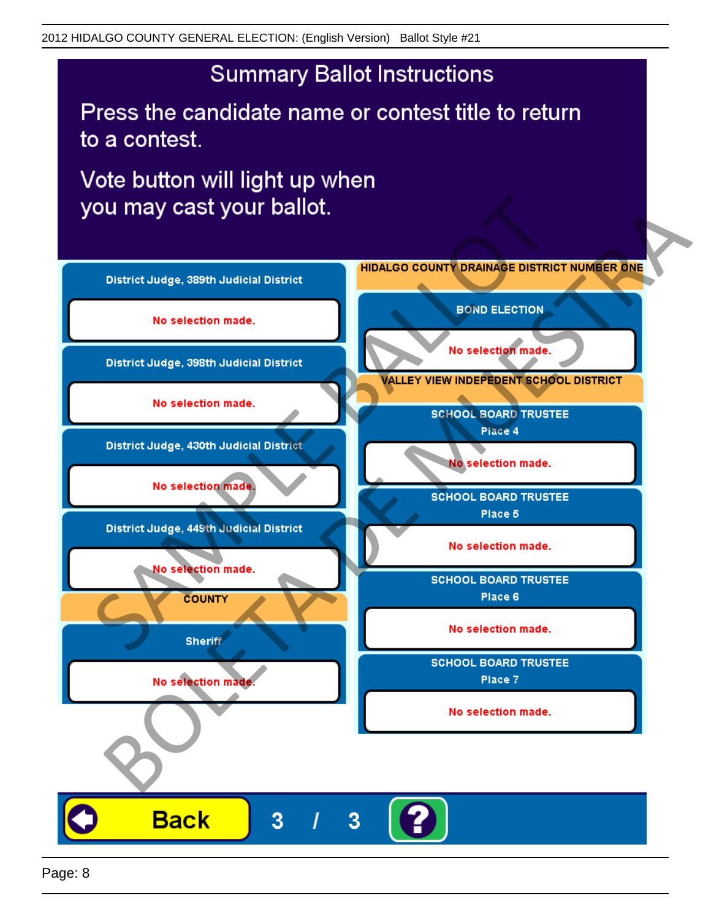# Summary Ballot Instructions

Press the candidate name or contest title to return to a contest.

Vote button will light up when you may cast your ballot.

**District Judge, 389th Judicial District**

No selection made.

**District Judge, 398th Judicial District**

No selection made.

**District Judge, 430th Judicial District**

No selection made.

**District Judge, 449th Judicial District**

No selection made.

**COUNTY**

**Sheriff**

No selection made.

**HIDALGO COUNTY DRAINAGE DISTRICT NUMBER ONE**

**BOND ELECTION**

No selection made.

**VALLEY VIEW INDEPEDENT SCHOOL DISTRICT**

**SCHOOL BOARD TRUSTEE Place 4**

No selection made.

**SCHOOL BOARD TRUSTEE Place 5**

No selection made.

**SCHOOL BOARD TRUSTEE Place 6**

No selection made.

**SCHOOL BOARD TRUSTEE Place 7**

No selection made.

Back

3 / 3

?

SAMPLE BALLOT

BOLETA DE MUESTRA